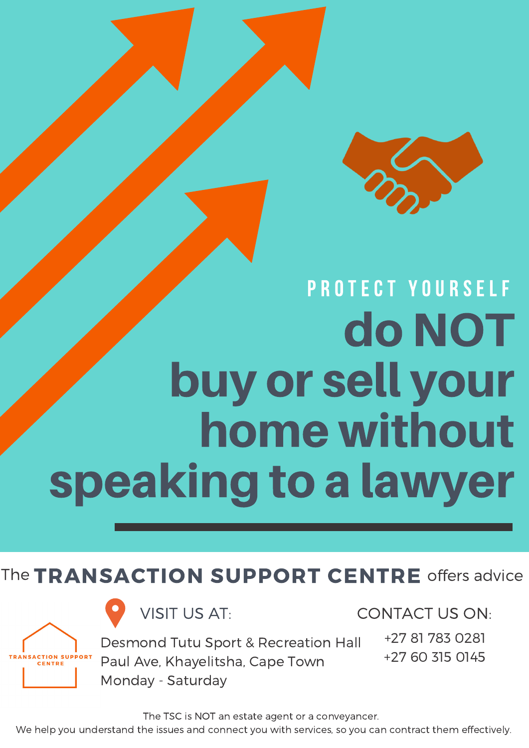PROTECT YOURSELF

# do NOT buy or sell your home without speaking to a lawyer

The **TRANSACTION SUPPORT CENTRE** offers advice

TRANSACTION SUPPORT CENTRE

VISIT US AT:

Desmond Tutu Sport & Recreation Hall
Paul Ave, Khayelitsha, Cape Town
Monday - Saturday

CONTACT US ON:

+27 81 783 0281
+27 60 315 0145

The TSC is NOT an estate agent or a conveyancer.
We help you understand the issues and connect you with services, so you can contract them effectively.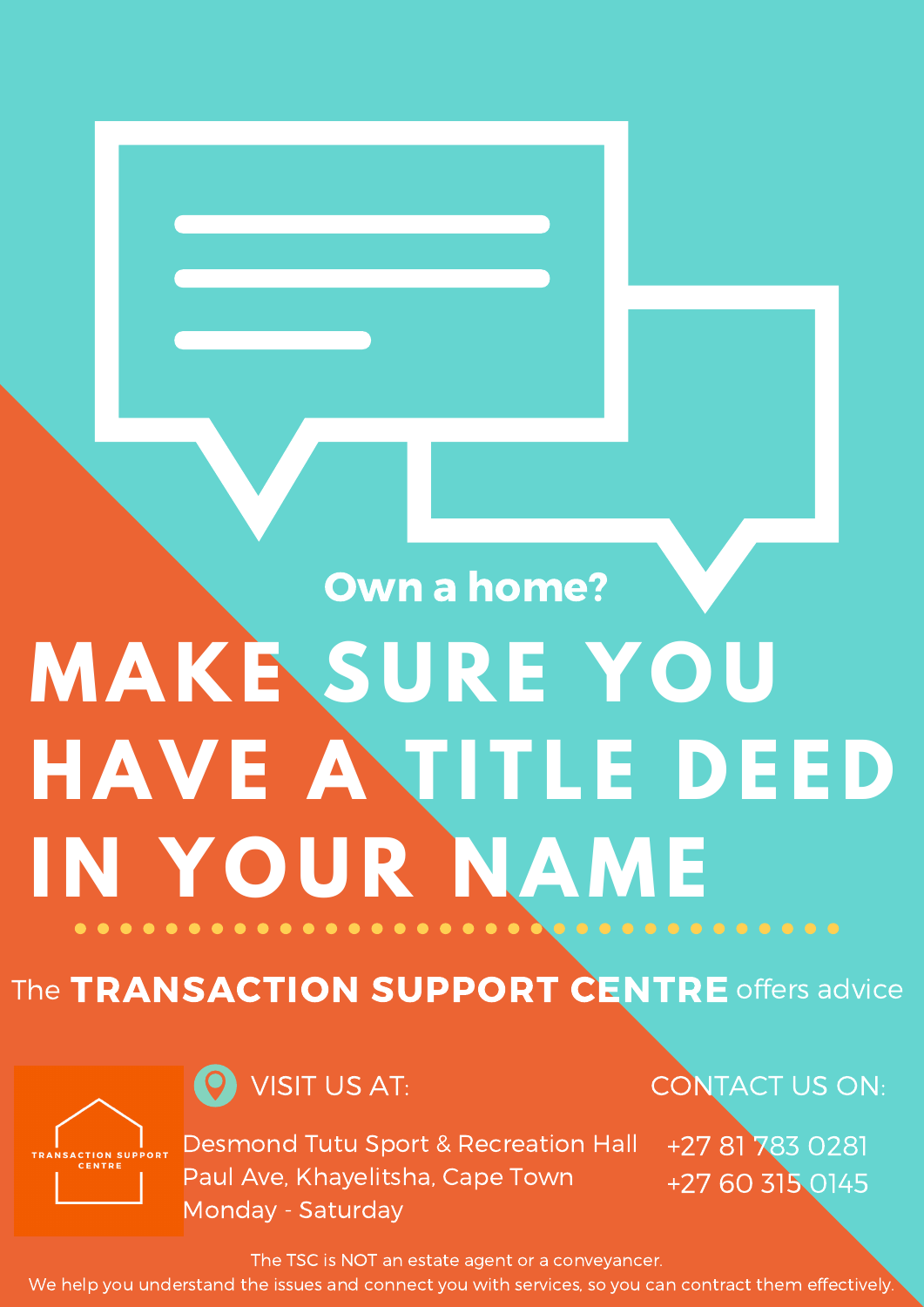Own a home?

# MAKE SURE YOU HAVE A TITLE DEED IN YOUR NAME

The **TRANSACTION SUPPORT CENTRE** offers advice

TRANSACTION SUPPORT CENTRE

VISIT US AT:

Desmond Tutu Sport & Recreation Hall
Paul Ave, Khayelitsha, Cape Town
Monday - Saturday

CONTACT US ON:

+27 81 783 0281
+27 60 315 0145

The TSC is NOT an estate agent or a conveyancer.
We help you understand the issues and connect you with services, so you can contract them effectively.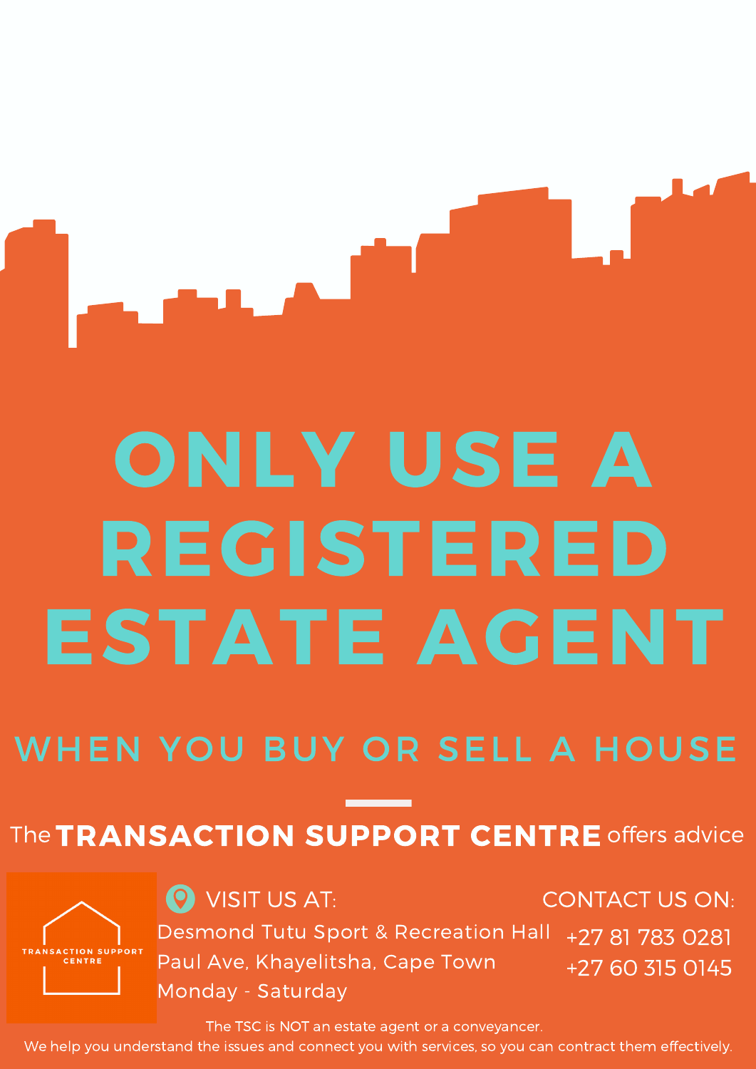# ONLY USE A REGISTERED ESTATE AGENT

## WHEN YOU BUY OR SELL A HOUSE

The **TRANSACTION SUPPORT CENTRE** offers advice

TRANSACTION SUPPORT CENTRE

VISIT US AT:

Desmond Tutu Sport & Recreation Hall
Paul Ave, Khayelitsha, Cape Town
Monday - Saturday

CONTACT US ON:

+27 81 783 0281
+27 60 315 0145

The TSC is NOT an estate agent or a conveyancer.
We help you understand the issues and connect you with services, so you can contract them effectively.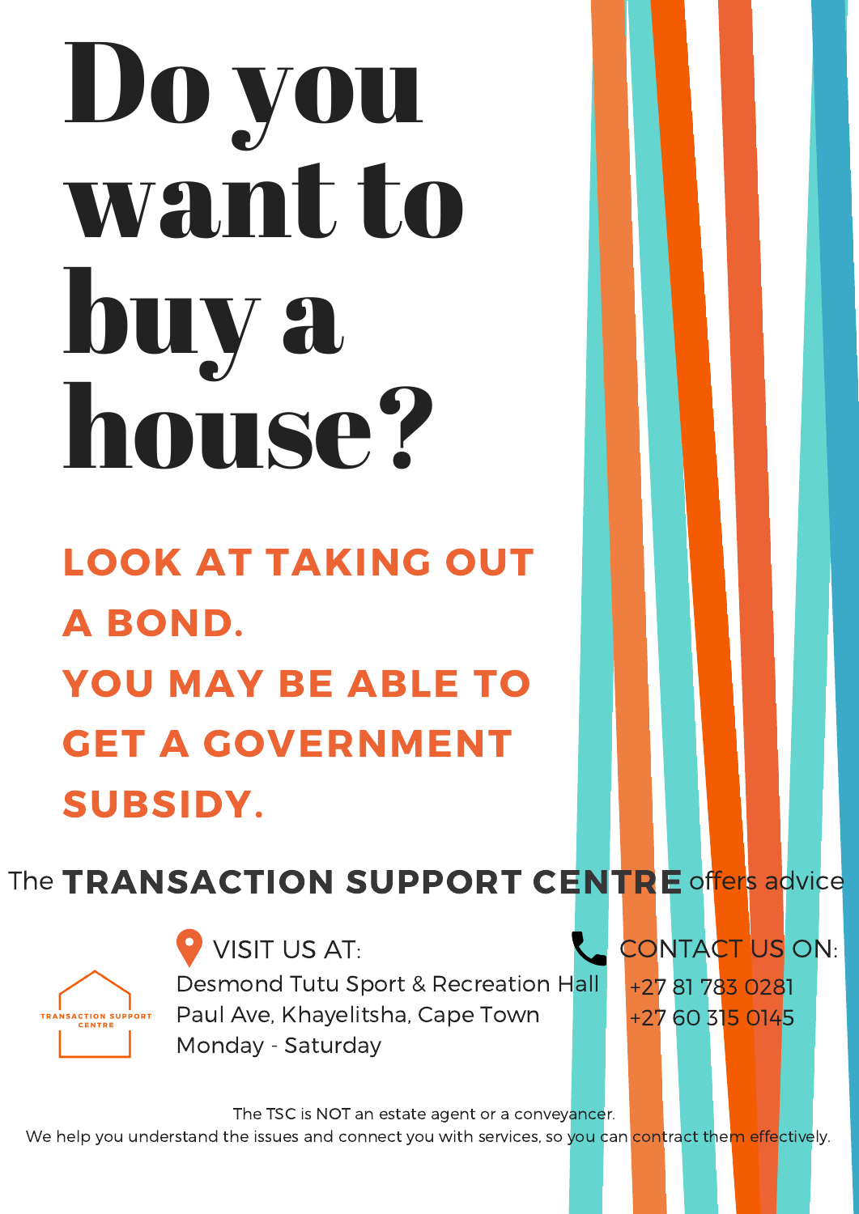# Do you want to buy a house?

**LOOK AT TAKING OUT A BOND.**
**YOU MAY BE ABLE TO GET A GOVERNMENT SUBSIDY.**

The **TRANSACTION SUPPORT CENTRE** offers advice

TRANSACTION SUPPORT CENTRE

VISIT US AT:
Desmond Tutu Sport & Recreation Hall
Paul Ave, Khayelitsha, Cape Town
Monday - Saturday

CONTACT US ON:
+27 81 783 0281
+27 60 315 0145

The TSC is NOT an estate agent or a conveyancer.
We help you understand the issues and connect you with services, so you can contract them effectively.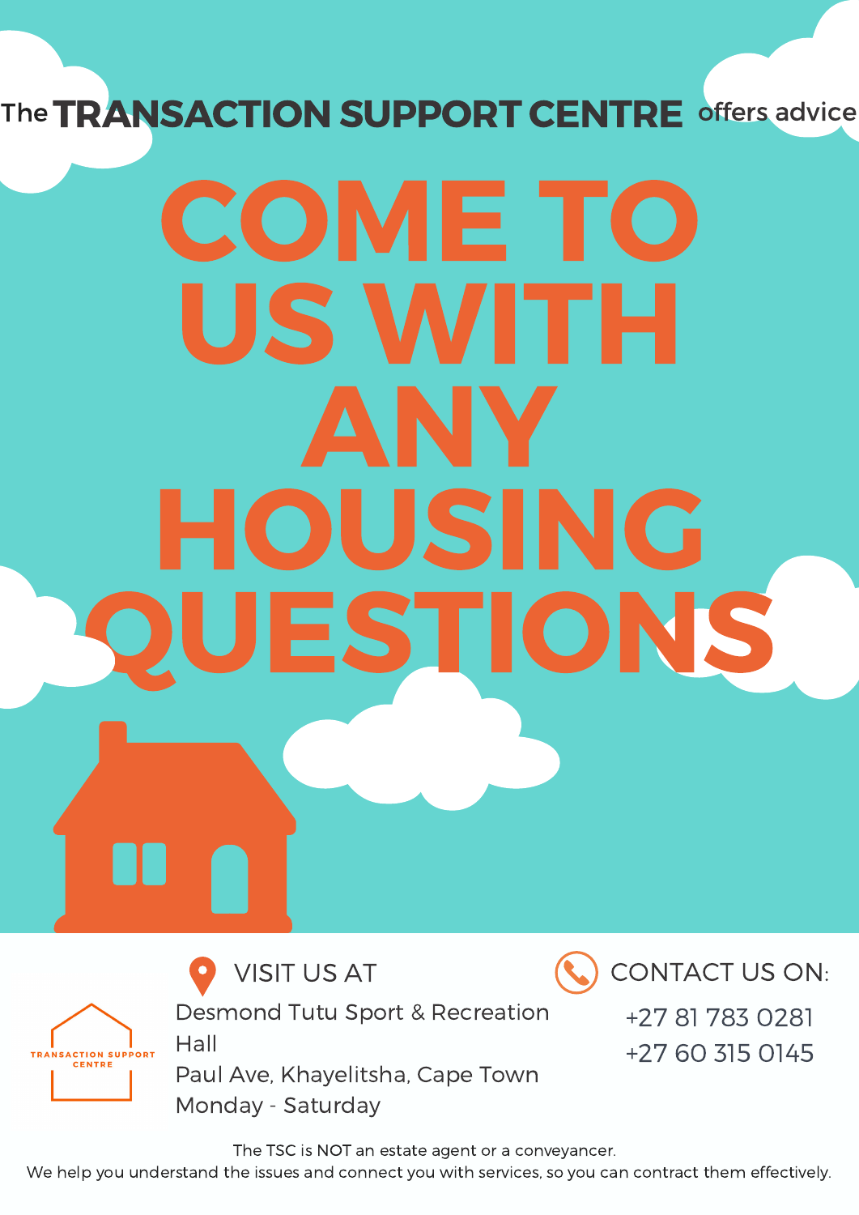The **TRANSACTION SUPPORT CENTRE** offers advice

# COME TO US WITH ANY HOUSING QUESTIONS

TRANSACTION SUPPORT CENTRE

**VISIT US AT**

Desmond Tutu Sport & Recreation Hall
Paul Ave, Khayelitsha, Cape Town
Monday - Saturday

**CONTACT US ON:**

+27 81 783 0281
+27 60 315 0145

The TSC is NOT an estate agent or a conveyancer.
We help you understand the issues and connect you with services, so you can contract them effectively.